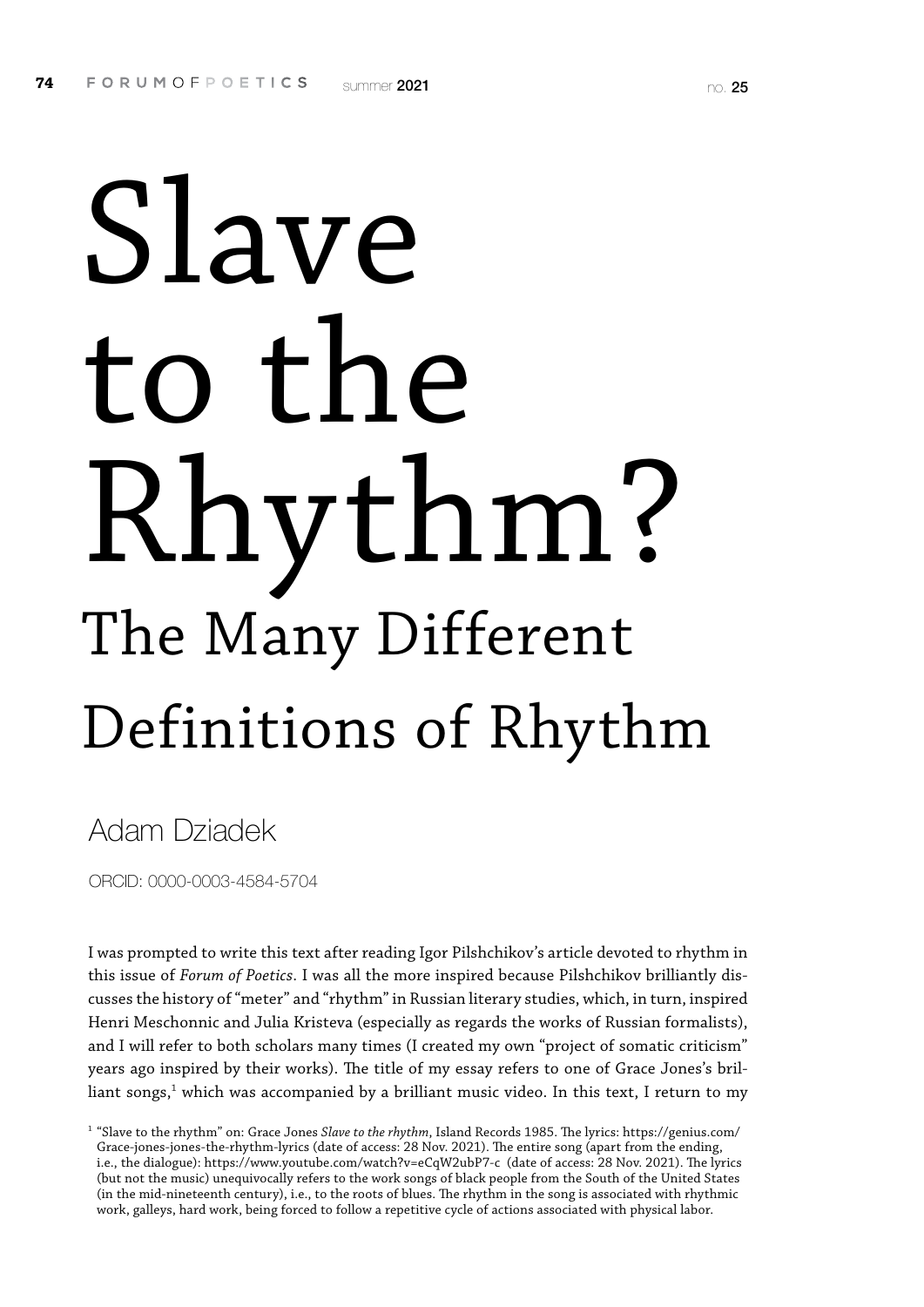# Slave to the Rhythm?

## The Many Different Definitions of Rhythm

Adam Dziadek

ORCID: 0000-0003-4584-5704

I was prompted to write this text after reading Igor Pilshchikov's article devoted to rhythm in this issue of *Forum of Poetics*. I was all the more inspired because Pilshchikov brilliantly discusses the history of "meter" and "rhythm" in Russian literary studies, which, in turn, inspired Henri Meschonnic and Julia Kristeva (especially as regards the works of Russian formalists), and I will refer to both scholars many times (I created my own "project of somatic criticism" years ago inspired by their works). The title of my essay refers to one of Grace Jones's brilliant songs,[1] which was accompanied by a brilliant music video. In this text, I return to my

[1] "Slave to the rhythm" on: Grace Jones *Slave to the rhythm*, Island Records 1985. The lyrics: https://genius.com/Grace-jones-jones-the-rhythm-lyrics (date of access: 28 Nov. 2021). The entire song (apart from the ending, i.e., the dialogue): https://www.youtube.com/watch?v=eCqW2ubP7-c (date of access: 28 Nov. 2021). The lyrics (but not the music) unequivocally refers to the work songs of black people from the South of the United States (in the mid-nineteenth century), i.e., to the roots of blues. The rhythm in the song is associated with rhythmic work, galleys, hard work, being forced to follow a repetitive cycle of actions associated with physical labor.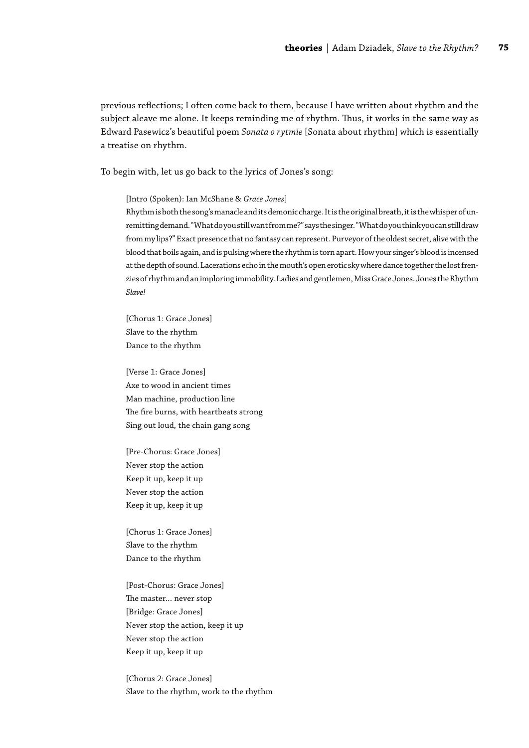previous reflections; I often come back to them, because I have written about rhythm and the subject aleave me alone. It keeps reminding me of rhythm. Thus, it works in the same way as Edward Pasewicz's beautiful poem *Sonata o rytmie* [Sonata about rhythm] which is essentially a treatise on rhythm.

To begin with, let us go back to the lyrics of Jones's song:

> [Intro (Spoken): Ian McShane & *Grace Jones*]
>
> Rhythm is both the song's manacle and its demonic charge. It is the original breath, it is the whisper of unremitting demand. "What do you still want from me?" says the singer. "What do you think you can still draw from my lips?" Exact presence that no fantasy can represent. Purveyor of the oldest secret, alive with the blood that boils again, and is pulsing where the rhythm is torn apart. How your singer's blood is incensed at the depth of sound. Lacerations echo in the mouth's open erotic sky where dance together the lost frenzies of rhythm and an imploring immobility. Ladies and gentlemen, Miss Grace Jones. Jones the Rhythm *Slave!*
>
> [Chorus 1: Grace Jones]
> Slave to the rhythm
> Dance to the rhythm
>
> [Verse 1: Grace Jones]
> Axe to wood in ancient times
> Man machine, production line
> The fire burns, with heartbeats strong
> Sing out loud, the chain gang song
>
> [Pre-Chorus: Grace Jones]
> Never stop the action
> Keep it up, keep it up
> Never stop the action
> Keep it up, keep it up
>
> [Chorus 1: Grace Jones]
> Slave to the rhythm
> Dance to the rhythm
>
> [Post-Chorus: Grace Jones]
> The master... never stop
> [Bridge: Grace Jones]
> Never stop the action, keep it up
> Never stop the action
> Keep it up, keep it up
>
> [Chorus 2: Grace Jones]
> Slave to the rhythm, work to the rhythm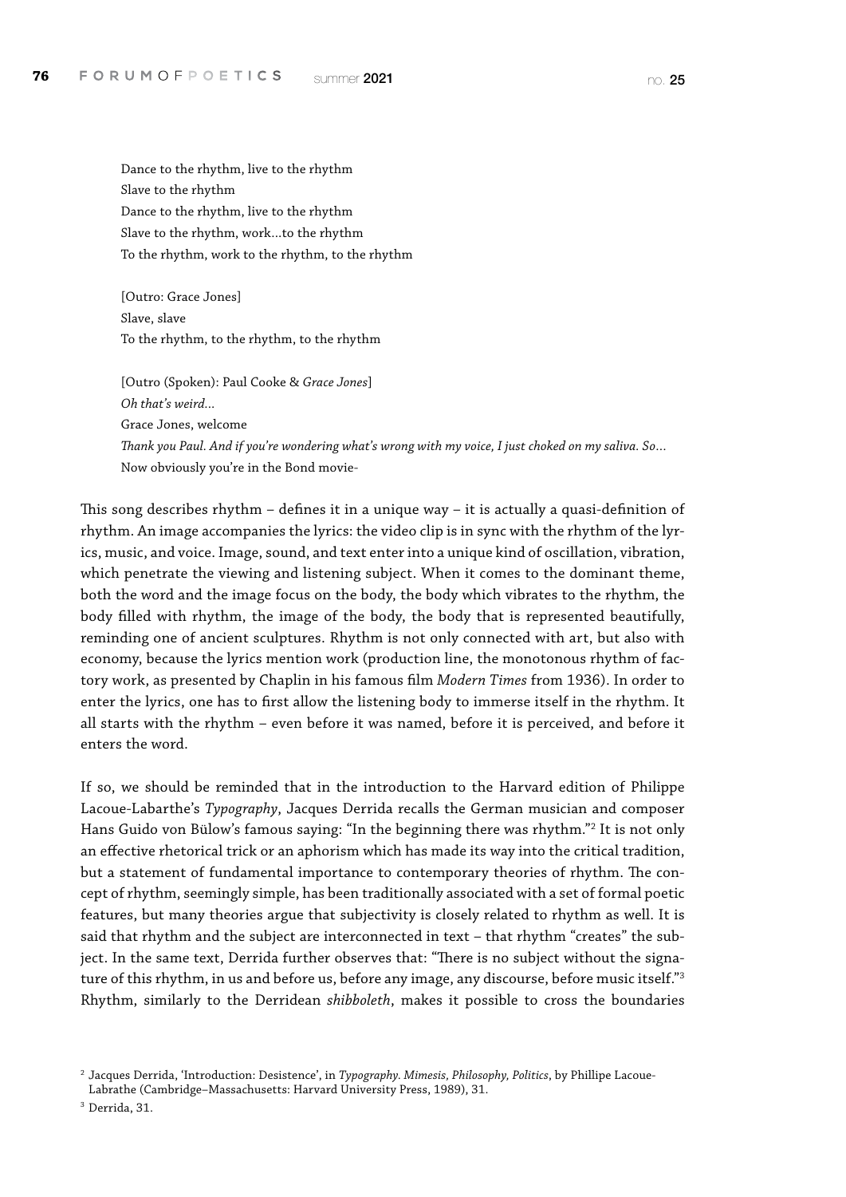Dance to the rhythm, live to the rhythm  
Slave to the rhythm  
Dance to the rhythm, live to the rhythm  
Slave to the rhythm, work…to the rhythm  
To the rhythm, work to the rhythm, to the rhythm

[Outro: Grace Jones]  
Slave, slave  
To the rhythm, to the rhythm, to the rhythm

[Outro (Spoken): Paul Cooke & *Grace Jones*]  
*Oh that's weird…*  
Grace Jones, welcome  
*Thank you Paul. And if you're wondering what's wrong with my voice, I just choked on my saliva. So…*  
Now obviously you're in the Bond movie-

This song describes rhythm – defines it in a unique way – it is actually a quasi-definition of rhythm. An image accompanies the lyrics: the video clip is in sync with the rhythm of the lyrics, music, and voice. Image, sound, and text enter into a unique kind of oscillation, vibration, which penetrate the viewing and listening subject. When it comes to the dominant theme, both the word and the image focus on the body, the body which vibrates to the rhythm, the body filled with rhythm, the image of the body, the body that is represented beautifully, reminding one of ancient sculptures. Rhythm is not only connected with art, but also with economy, because the lyrics mention work (production line, the monotonous rhythm of factory work, as presented by Chaplin in his famous film *Modern Times* from 1936). In order to enter the lyrics, one has to first allow the listening body to immerse itself in the rhythm. It all starts with the rhythm – even before it was named, before it is perceived, and before it enters the word.

If so, we should be reminded that in the introduction to the Harvard edition of Philippe Lacoue-Labarthe's *Typography*, Jacques Derrida recalls the German musician and composer Hans Guido von Bülow's famous saying: "In the beginning there was rhythm."[2] It is not only an effective rhetorical trick or an aphorism which has made its way into the critical tradition, but a statement of fundamental importance to contemporary theories of rhythm. The concept of rhythm, seemingly simple, has been traditionally associated with a set of formal poetic features, but many theories argue that subjectivity is closely related to rhythm as well. It is said that rhythm and the subject are interconnected in text – that rhythm "creates" the subject. In the same text, Derrida further observes that: "There is no subject without the signature of this rhythm, in us and before us, before any image, any discourse, before music itself."[3] Rhythm, similarly to the Derridean *shibboleth*, makes it possible to cross the boundaries

[2] Jacques Derrida, 'Introduction: Desistence', in *Typography. Mimesis, Philosophy, Politics*, by Phillipe Lacoue-Labrathe (Cambridge–Massachusetts: Harvard University Press, 1989), 31.

[3] Derrida, 31.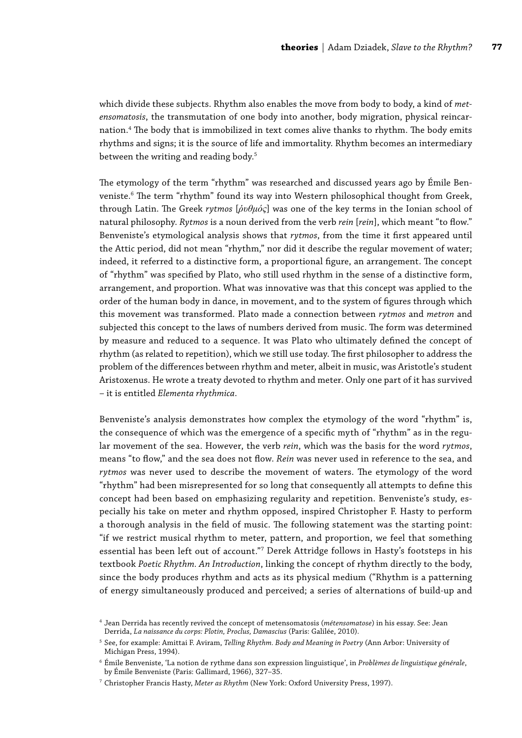which divide these subjects. Rhythm also enables the move from body to body, a kind of *metensomatosis*, the transmutation of one body into another, body migration, physical reincarnation.[4] The body that is immobilized in text comes alive thanks to rhythm. The body emits rhythms and signs; it is the source of life and immortality. Rhythm becomes an intermediary between the writing and reading body.[5]

The etymology of the term "rhythm" was researched and discussed years ago by Émile Benveniste.[6] The term "rhythm" found its way into Western philosophical thought from Greek, through Latin. The Greek *rytmos* [*ῥυθμός*] was one of the key terms in the Ionian school of natural philosophy. *Rytmos* is a noun derived from the verb *rein* [*rein*], which meant "to flow." Benveniste's etymological analysis shows that *rytmos*, from the time it first appeared until the Attic period, did not mean "rhythm," nor did it describe the regular movement of water; indeed, it referred to a distinctive form, a proportional figure, an arrangement. The concept of "rhythm" was specified by Plato, who still used rhythm in the sense of a distinctive form, arrangement, and proportion. What was innovative was that this concept was applied to the order of the human body in dance, in movement, and to the system of figures through which this movement was transformed. Plato made a connection between *rytmos* and *metron* and subjected this concept to the laws of numbers derived from music. The form was determined by measure and reduced to a sequence. It was Plato who ultimately defined the concept of rhythm (as related to repetition), which we still use today. The first philosopher to address the problem of the differences between rhythm and meter, albeit in music, was Aristotle's student Aristoxenus. He wrote a treaty devoted to rhythm and meter. Only one part of it has survived – it is entitled *Elementa rhythmica*.

Benveniste's analysis demonstrates how complex the etymology of the word "rhythm" is, the consequence of which was the emergence of a specific myth of "rhythm" as in the regular movement of the sea. However, the verb *rein*, which was the basis for the word *rytmos*, means "to flow," and the sea does not flow. *Rein* was never used in reference to the sea, and *rytmos* was never used to describe the movement of waters. The etymology of the word "rhythm" had been misrepresented for so long that consequently all attempts to define this concept had been based on emphasizing regularity and repetition. Benveniste's study, especially his take on meter and rhythm opposed, inspired Christopher F. Hasty to perform a thorough analysis in the field of music. The following statement was the starting point: "if we restrict musical rhythm to meter, pattern, and proportion, we feel that something essential has been left out of account."[7] Derek Attridge follows in Hasty's footsteps in his textbook *Poetic Rhythm. An Introduction*, linking the concept of rhythm directly to the body, since the body produces rhythm and acts as its physical medium ("Rhythm is a patterning of energy simultaneously produced and perceived; a series of alternations of build-up and

[4] Jean Derrida has recently revived the concept of metensomatosis (*métensomatose*) in his essay. See: Jean Derrida, *La naissance du corps: Plotin, Proclus, Damascius* (Paris: Galilée, 2010).

[5] See, for example: Amittai F. Aviram, *Telling Rhythm. Body and Meaning in Poetry* (Ann Arbor: University of Michigan Press, 1994).

[6] Émile Benveniste, 'La notion de rythme dans son expression linguistique', in *Problèmes de linguistique générale*, by Émile Benveniste (Paris: Gallimard, 1966), 327–35.

[7] Christopher Francis Hasty, *Meter as Rhythm* (New York: Oxford University Press, 1997).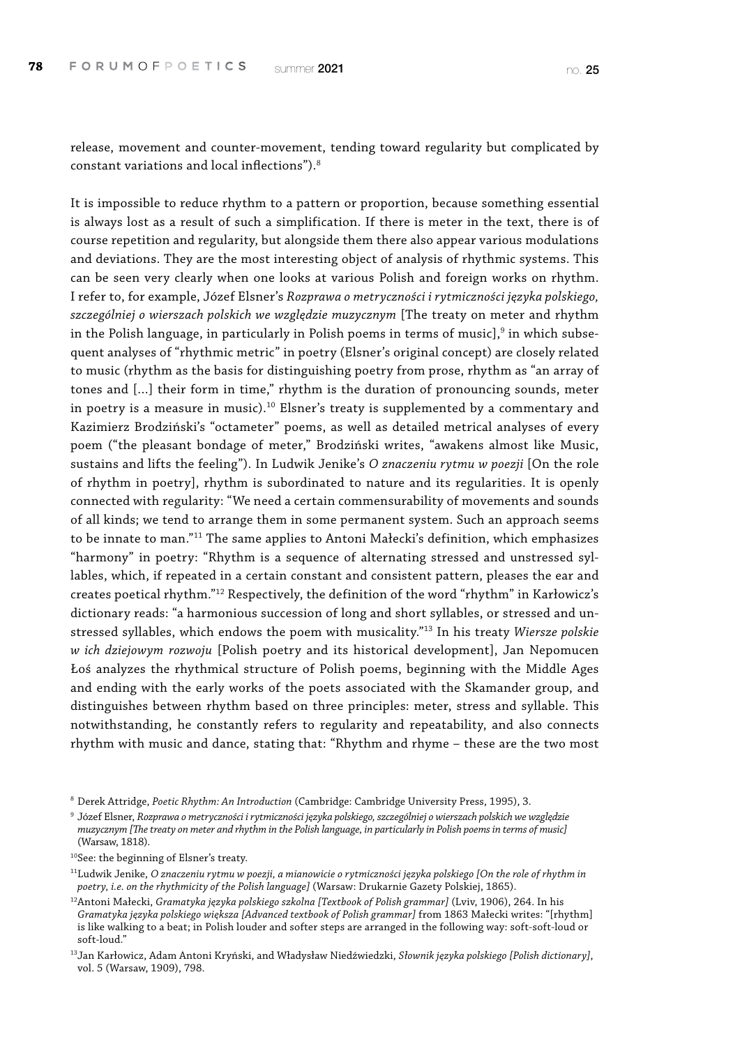release, movement and counter-movement, tending toward regularity but complicated by constant variations and local inflections").[8]

It is impossible to reduce rhythm to a pattern or proportion, because something essential is always lost as a result of such a simplification. If there is meter in the text, there is of course repetition and regularity, but alongside them there also appear various modulations and deviations. They are the most interesting object of analysis of rhythmic systems. This can be seen very clearly when one looks at various Polish and foreign works on rhythm. I refer to, for example, Józef Elsner's *Rozprawa o metryczności i rytmiczności języka polskiego, szczególniej o wierszach polskich we względzie muzycznym* [The treaty on meter and rhythm in the Polish language, in particularly in Polish poems in terms of music],[9] in which subsequent analyses of "rhythmic metric" in poetry (Elsner's original concept) are closely related to music (rhythm as the basis for distinguishing poetry from prose, rhythm as "an array of tones and [...] their form in time," rhythm is the duration of pronouncing sounds, meter in poetry is a measure in music).[10] Elsner's treaty is supplemented by a commentary and Kazimierz Brodziński's "octameter" poems, as well as detailed metrical analyses of every poem ("the pleasant bondage of meter," Brodziński writes, "awakens almost like Music, sustains and lifts the feeling"). In Ludwik Jenike's *O znaczeniu rytmu w poezji* [On the role of rhythm in poetry], rhythm is subordinated to nature and its regularities. It is openly connected with regularity: "We need a certain commensurability of movements and sounds of all kinds; we tend to arrange them in some permanent system. Such an approach seems to be innate to man."[11] The same applies to Antoni Małecki's definition, which emphasizes "harmony" in poetry: "Rhythm is a sequence of alternating stressed and unstressed syllables, which, if repeated in a certain constant and consistent pattern, pleases the ear and creates poetical rhythm."[12] Respectively, the definition of the word "rhythm" in Karłowicz's dictionary reads: "a harmonious succession of long and short syllables, or stressed and unstressed syllables, which endows the poem with musicality."[13] In his treaty *Wiersze polskie w ich dziejowym rozwoju* [Polish poetry and its historical development], Jan Nepomucen Łoś analyzes the rhythmical structure of Polish poems, beginning with the Middle Ages and ending with the early works of the poets associated with the Skamander group, and distinguishes between rhythm based on three principles: meter, stress and syllable. This notwithstanding, he constantly refers to regularity and repeatability, and also connects rhythm with music and dance, stating that: "Rhythm and rhyme – these are the two most

---

8 Derek Attridge, *Poetic Rhythm: An Introduction* (Cambridge: Cambridge University Press, 1995), 3.

9 Józef Elsner, *Rozprawa o metryczności i rytmiczności języka polskiego, szczególniej o wierszach polskich we względzie muzycznym [The treaty on meter and rhythm in the Polish language, in particularly in Polish poems in terms of music]* (Warsaw, 1818).

10 See: the beginning of Elsner's treaty.

11 Ludwik Jenike, *O znaczeniu rytmu w poezji, a mianowicie o rytmiczności języka polskiego [On the role of rhythm in poetry, i.e. on the rhythmicity of the Polish language]* (Warsaw: Drukarnie Gazety Polskiej, 1865).

12 Antoni Małecki, *Gramatyka języka polskiego szkolna [Textbook of Polish grammar]* (Lviv, 1906), 264. In his *Gramatyka języka polskiego większa [Advanced textbook of Polish grammar]* from 1863 Małecki writes: "[rhythm] is like walking to a beat; in Polish louder and softer steps are arranged in the following way: soft-soft-loud or soft-loud."

13 Jan Karłowicz, Adam Antoni Kryński, and Władysław Niedźwiedzki, *Słownik języka polskiego [Polish dictionary]*, vol. 5 (Warsaw, 1909), 798.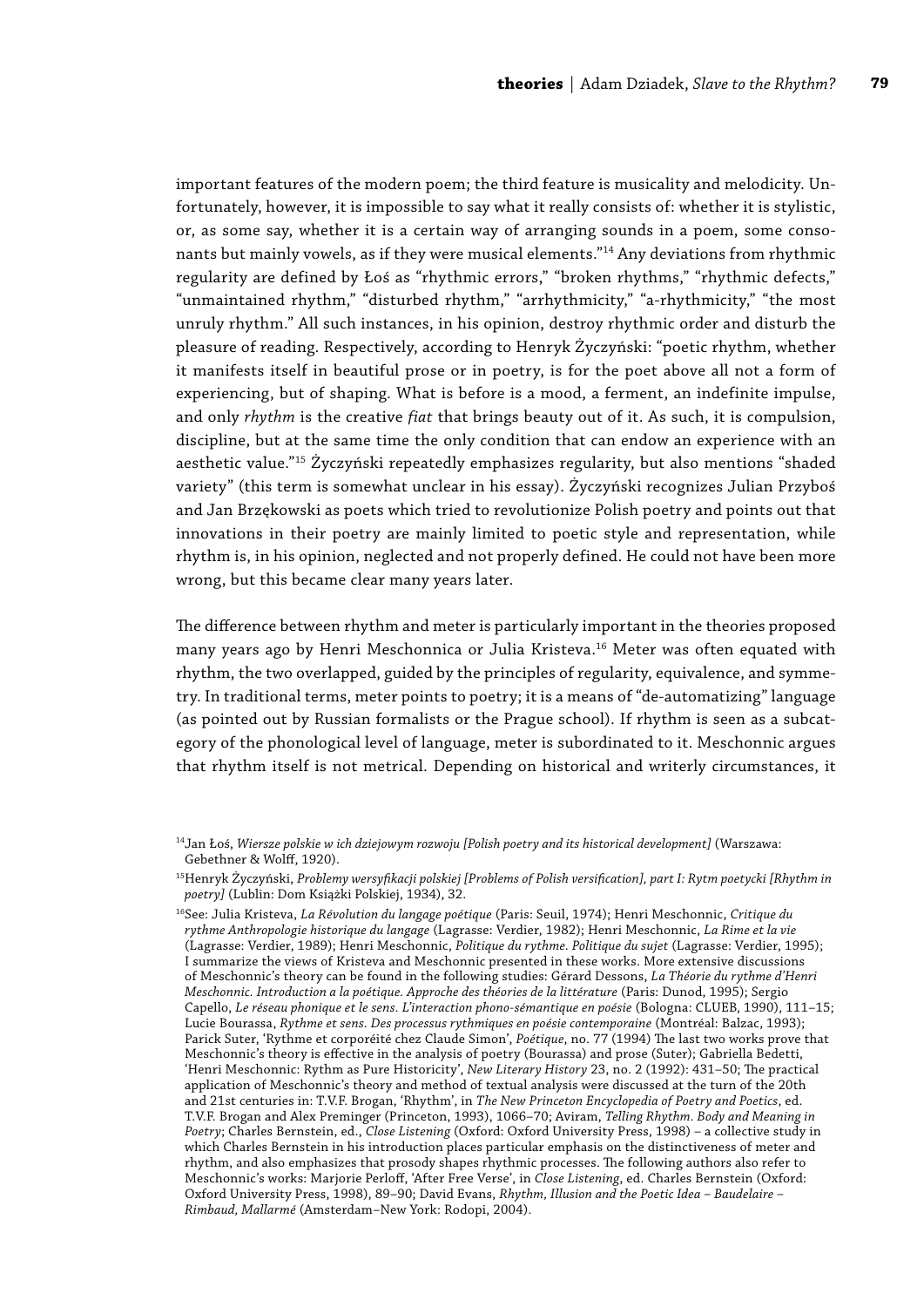important features of the modern poem; the third feature is musicality and melodicity. Unfortunately, however, it is impossible to say what it really consists of: whether it is stylistic, or, as some say, whether it is a certain way of arranging sounds in a poem, some consonants but mainly vowels, as if they were musical elements."[14] Any deviations from rhythmic regularity are defined by Łoś as "rhythmic errors," "broken rhythms," "rhythmic defects," "unmaintained rhythm," "disturbed rhythm," "arrhythmicity," "a-rhythmicity," "the most unruly rhythm." All such instances, in his opinion, destroy rhythmic order and disturb the pleasure of reading. Respectively, according to Henryk Życzyński: "poetic rhythm, whether it manifests itself in beautiful prose or in poetry, is for the poet above all not a form of experiencing, but of shaping. What is before is a mood, a ferment, an indefinite impulse, and only *rhythm* is the creative *fiat* that brings beauty out of it. As such, it is compulsion, discipline, but at the same time the only condition that can endow an experience with an aesthetic value."[15] Życzyński repeatedly emphasizes regularity, but also mentions "shaded variety" (this term is somewhat unclear in his essay). Życzyński recognizes Julian Przyboś and Jan Brzękowski as poets which tried to revolutionize Polish poetry and points out that innovations in their poetry are mainly limited to poetic style and representation, while rhythm is, in his opinion, neglected and not properly defined. He could not have been more wrong, but this became clear many years later.

The difference between rhythm and meter is particularly important in the theories proposed many years ago by Henri Meschonnica or Julia Kristeva.[16] Meter was often equated with rhythm, the two overlapped, guided by the principles of regularity, equivalence, and symmetry. In traditional terms, meter points to poetry; it is a means of "de-automatizing" language (as pointed out by Russian formalists or the Prague school). If rhythm is seen as a subcategory of the phonological level of language, meter is subordinated to it. Meschonnic argues that rhythm itself is not metrical. Depending on historical and writerly circumstances, it

[14] Jan Łoś, *Wiersze polskie w ich dziejowym rozwoju [Polish poetry and its historical development]* (Warszawa: Gebethner & Wolff, 1920).

[15] Henryk Życzyński, *Problemy wersyfikacji polskiej [Problems of Polish versification], part I: Rytm poetycki [Rhythm in poetry]* (Lublin: Dom Książki Polskiej, 1934), 32.

[16] See: Julia Kristeva, *La Révolution du langage poétique* (Paris: Seuil, 1974); Henri Meschonnic, *Critique du rythme Anthropologie historique du langage* (Lagrasse: Verdier, 1982); Henri Meschonnic, *La Rime et la vie* (Lagrasse: Verdier, 1989); Henri Meschonnic, *Politique du rythme. Politique du sujet* (Lagrasse: Verdier, 1995); I summarize the views of Kristeva and Meschonnic presented in these works. More extensive discussions of Meschonnic's theory can be found in the following studies: Gérard Dessons, *La Théorie du rythme d'Henri Meschonnic. Introduction a la poétique. Approche des théories de la littérature* (Paris: Dunod, 1995); Sergio Capello, *Le réseau phonique et le sens. L'interaction phono-sémantique en poésie* (Bologna: CLUEB, 1990), 111–15; Lucie Bourassa, *Rythme et sens. Des processus rythmiques en poésie contemporaine* (Montréal: Balzac, 1993); Parick Suter, 'Rythme et corporéité chez Claude Simon', *Poétique*, no. 77 (1994) The last two works prove that Meschonnic's theory is effective in the analysis of poetry (Bourassa) and prose (Suter); Gabriella Bedetti, 'Henri Meschonnic: Rythm as Pure Historicity', *New Literary History* 23, no. 2 (1992): 431–50; The practical application of Meschonnic's theory and method of textual analysis were discussed at the turn of the 20th and 21st centuries in: T.V.F. Brogan, 'Rhythm', in *The New Princeton Encyclopedia of Poetry and Poetics*, ed. T.V.F. Brogan and Alex Preminger (Princeton, 1993), 1066–70; Aviram, *Telling Rhythm. Body and Meaning in Poetry*; Charles Bernstein, ed., *Close Listening* (Oxford: Oxford University Press, 1998) – a collective study in which Charles Bernstein in his introduction places particular emphasis on the distinctiveness of meter and rhythm, and also emphasizes that prosody shapes rhythmic processes. The following authors also refer to Meschonnic's works: Marjorie Perloff, 'After Free Verse', in *Close Listening*, ed. Charles Bernstein (Oxford: Oxford University Press, 1998), 89–90; David Evans, *Rhythm, Illusion and the Poetic Idea – Baudelaire – Rimbaud, Mallarmé* (Amsterdam–New York: Rodopi, 2004).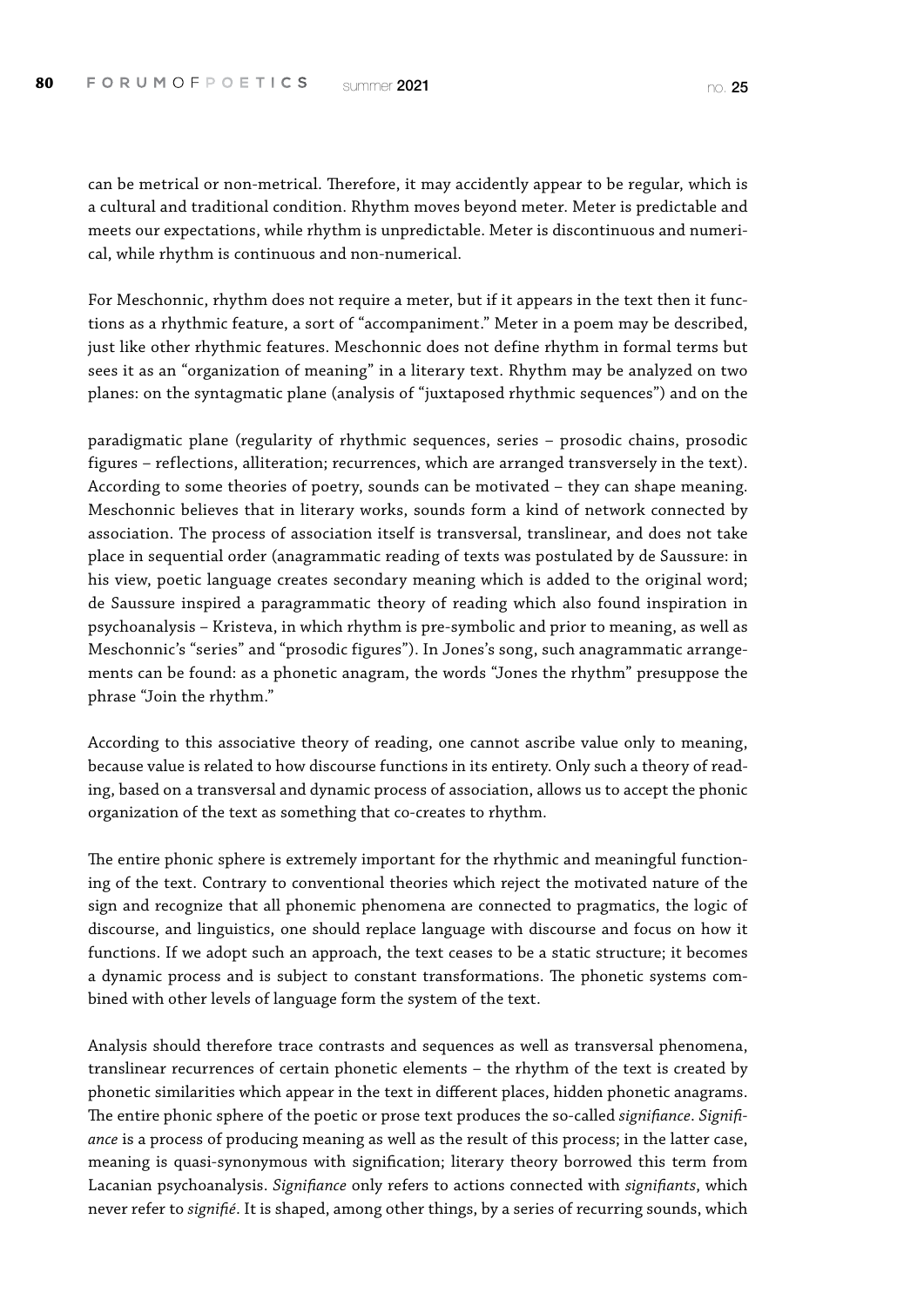can be metrical or non-metrical. Therefore, it may accidently appear to be regular, which is a cultural and traditional condition. Rhythm moves beyond meter. Meter is predictable and meets our expectations, while rhythm is unpredictable. Meter is discontinuous and numerical, while rhythm is continuous and non-numerical.

For Meschonnic, rhythm does not require a meter, but if it appears in the text then it functions as a rhythmic feature, a sort of "accompaniment." Meter in a poem may be described, just like other rhythmic features. Meschonnic does not define rhythm in formal terms but sees it as an "organization of meaning" in a literary text. Rhythm may be analyzed on two planes: on the syntagmatic plane (analysis of "juxtaposed rhythmic sequences") and on the paradigmatic plane (regularity of rhythmic sequences, series – prosodic chains, prosodic figures – reflections, alliteration; recurrences, which are arranged transversely in the text). According to some theories of poetry, sounds can be motivated – they can shape meaning. Meschonnic believes that in literary works, sounds form a kind of network connected by association. The process of association itself is transversal, translinear, and does not take place in sequential order (anagrammatic reading of texts was postulated by de Saussure: in his view, poetic language creates secondary meaning which is added to the original word; de Saussure inspired a paragrammatic theory of reading which also found inspiration in psychoanalysis – Kristeva, in which rhythm is pre-symbolic and prior to meaning, as well as Meschonnic's "series" and "prosodic figures"). In Jones's song, such anagrammatic arrangements can be found: as a phonetic anagram, the words "Jones the rhythm" presuppose the phrase "Join the rhythm."

According to this associative theory of reading, one cannot ascribe value only to meaning, because value is related to how discourse functions in its entirety. Only such a theory of reading, based on a transversal and dynamic process of association, allows us to accept the phonic organization of the text as something that co-creates to rhythm.

The entire phonic sphere is extremely important for the rhythmic and meaningful functioning of the text. Contrary to conventional theories which reject the motivated nature of the sign and recognize that all phonemic phenomena are connected to pragmatics, the logic of discourse, and linguistics, one should replace language with discourse and focus on how it functions. If we adopt such an approach, the text ceases to be a static structure; it becomes a dynamic process and is subject to constant transformations. The phonetic systems combined with other levels of language form the system of the text.

Analysis should therefore trace contrasts and sequences as well as transversal phenomena, translinear recurrences of certain phonetic elements – the rhythm of the text is created by phonetic similarities which appear in the text in different places, hidden phonetic anagrams. The entire phonic sphere of the poetic or prose text produces the so-called *signifiance*. *Signifiance* is a process of producing meaning as well as the result of this process; in the latter case, meaning is quasi-synonymous with signification; literary theory borrowed this term from Lacanian psychoanalysis. *Signifiance* only refers to actions connected with *signifiants*, which never refer to *signifié*. It is shaped, among other things, by a series of recurring sounds, which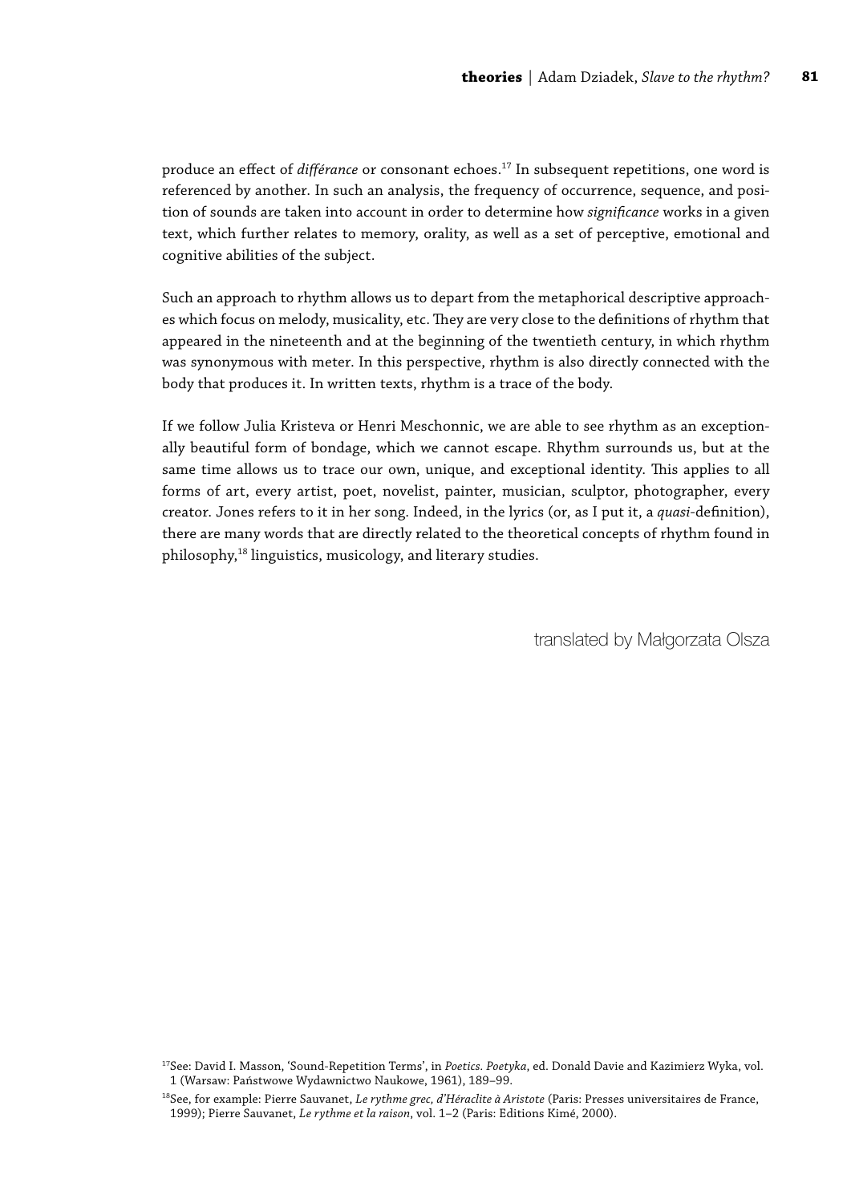produce an effect of *différance* or consonant echoes.[17] In subsequent repetitions, one word is referenced by another. In such an analysis, the frequency of occurrence, sequence, and position of sounds are taken into account in order to determine how *significance* works in a given text, which further relates to memory, orality, as well as a set of perceptive, emotional and cognitive abilities of the subject.

Such an approach to rhythm allows us to depart from the metaphorical descriptive approaches which focus on melody, musicality, etc. They are very close to the definitions of rhythm that appeared in the nineteenth and at the beginning of the twentieth century, in which rhythm was synonymous with meter. In this perspective, rhythm is also directly connected with the body that produces it. In written texts, rhythm is a trace of the body.

If we follow Julia Kristeva or Henri Meschonnic, we are able to see rhythm as an exceptionally beautiful form of bondage, which we cannot escape. Rhythm surrounds us, but at the same time allows us to trace our own, unique, and exceptional identity. This applies to all forms of art, every artist, poet, novelist, painter, musician, sculptor, photographer, every creator. Jones refers to it in her song. Indeed, in the lyrics (or, as I put it, a *quasi*-definition), there are many words that are directly related to the theoretical concepts of rhythm found in philosophy,[18] linguistics, musicology, and literary studies.

translated by Małgorzata Olsza

[17] See: David I. Masson, 'Sound-Repetition Terms', in *Poetics. Poetyka*, ed. Donald Davie and Kazimierz Wyka, vol. 1 (Warsaw: Państwowe Wydawnictwo Naukowe, 1961), 189–99.

[18] See, for example: Pierre Sauvanet, *Le rythme grec, d'Héraclite à Aristote* (Paris: Presses universitaires de France, 1999); Pierre Sauvanet, *Le rythme et la raison*, vol. 1–2 (Paris: Editions Kimé, 2000).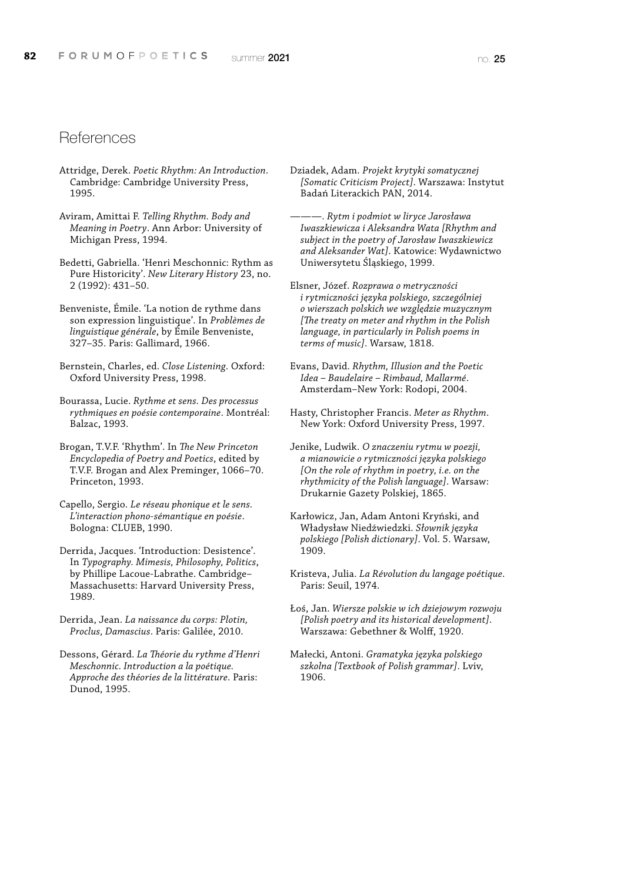# References

Attridge, Derek. *Poetic Rhythm: An Introduction*. Cambridge: Cambridge University Press, 1995.

Aviram, Amittai F. *Telling Rhythm. Body and Meaning in Poetry*. Ann Arbor: University of Michigan Press, 1994.

Bedetti, Gabriella. 'Henri Meschonnic: Rythm as Pure Historicity'. *New Literary History* 23, no. 2 (1992): 431–50.

Benveniste, Émile. 'La notion de rythme dans son expression linguistique'. In *Problèmes de linguistique générale*, by Émile Benveniste, 327–35. Paris: Gallimard, 1966.

Bernstein, Charles, ed. *Close Listening*. Oxford: Oxford University Press, 1998.

Bourassa, Lucie. *Rythme et sens. Des processus rythmiques en poésie contemporaine*. Montréal: Balzac, 1993.

Brogan, T.V.F. 'Rhythm'. In *The New Princeton Encyclopedia of Poetry and Poetics*, edited by T.V.F. Brogan and Alex Preminger, 1066–70. Princeton, 1993.

Capello, Sergio. *Le réseau phonique et le sens. L'interaction phono-sémantique en poésie*. Bologna: CLUEB, 1990.

Derrida, Jacques. 'Introduction: Desistence'. In *Typography. Mimesis, Philosophy, Politics*, by Phillipe Lacoue-Labrathe. Cambridge–Massachusetts: Harvard University Press, 1989.

Derrida, Jean. *La naissance du corps: Plotin, Proclus, Damascius*. Paris: Galilée, 2010.

Dessons, Gérard. *La Théorie du rythme d'Henri Meschonnic. Introduction a la poétique. Approche des théories de la littérature*. Paris: Dunod, 1995.

Dziadek, Adam. *Projekt krytyki somatycznej [Somatic Criticism Project]*. Warszawa: Instytut Badań Literackich PAN, 2014.

———. *Rytm i podmiot w liryce Jarosława Iwaszkiewicza i Aleksandra Wata [Rhythm and subject in the poetry of Jarosław Iwaszkiewicz and Aleksander Wat]*. Katowice: Wydawnictwo Uniwersytetu Śląskiego, 1999.

Elsner, Józef. *Rozprawa o metryczności i rytmiczności języka polskiego, szczególniej o wierszach polskich we względzie muzycznym [The treaty on meter and rhythm in the Polish language, in particularly in Polish poems in terms of music]*. Warsaw, 1818.

Evans, David. *Rhythm, Illusion and the Poetic Idea – Baudelaire – Rimbaud, Mallarmé*. Amsterdam–New York: Rodopi, 2004.

Hasty, Christopher Francis. *Meter as Rhythm*. New York: Oxford University Press, 1997.

Jenike, Ludwik. *O znaczeniu rytmu w poezji, a mianowicie o rytmiczności języka polskiego [On the role of rhythm in poetry, i.e. on the rhythmicity of the Polish language]*. Warsaw: Drukarnie Gazety Polskiej, 1865.

Karłowicz, Jan, Adam Antoni Kryński, and Władysław Niedźwiedzki. *Słownik języka polskiego [Polish dictionary]*. Vol. 5. Warsaw, 1909.

Kristeva, Julia. *La Révolution du langage poétique*. Paris: Seuil, 1974.

Łoś, Jan. *Wiersze polskie w ich dziejowym rozwoju [Polish poetry and its historical development]*. Warszawa: Gebethner & Wolff, 1920.

Małecki, Antoni. *Gramatyka języka polskiego szkolna [Textbook of Polish grammar]*. Lviv, 1906.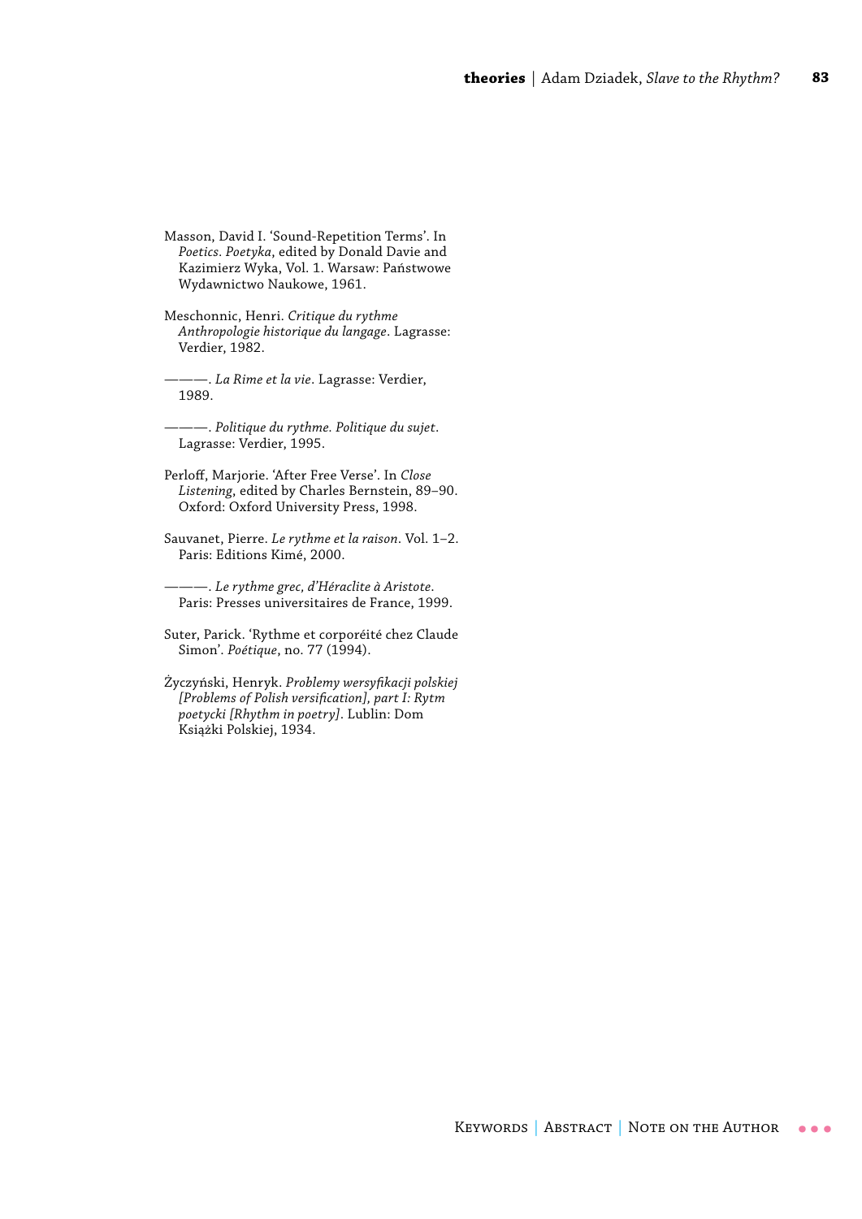Masson, David I. 'Sound-Repetition Terms'. In *Poetics. Poetyka*, edited by Donald Davie and Kazimierz Wyka, Vol. 1. Warsaw: Państwowe Wydawnictwo Naukowe, 1961.

Meschonnic, Henri. *Critique du rythme Anthropologie historique du langage*. Lagrasse: Verdier, 1982.

———. *La Rime et la vie*. Lagrasse: Verdier, 1989.

———. *Politique du rythme. Politique du sujet*. Lagrasse: Verdier, 1995.

Perloff, Marjorie. 'After Free Verse'. In *Close Listening*, edited by Charles Bernstein, 89–90. Oxford: Oxford University Press, 1998.

Sauvanet, Pierre. *Le rythme et la raison*. Vol. 1–2. Paris: Editions Kimé, 2000.

———. *Le rythme grec, d'Héraclite à Aristote*. Paris: Presses universitaires de France, 1999.

Suter, Parick. 'Rythme et corporéité chez Claude Simon'. *Poétique*, no. 77 (1994).

Życzyński, Henryk. *Problemy wersyfikacji polskiej [Problems of Polish versification], part I: Rytm poetycki [Rhythm in poetry]*. Lublin: Dom Książki Polskiej, 1934.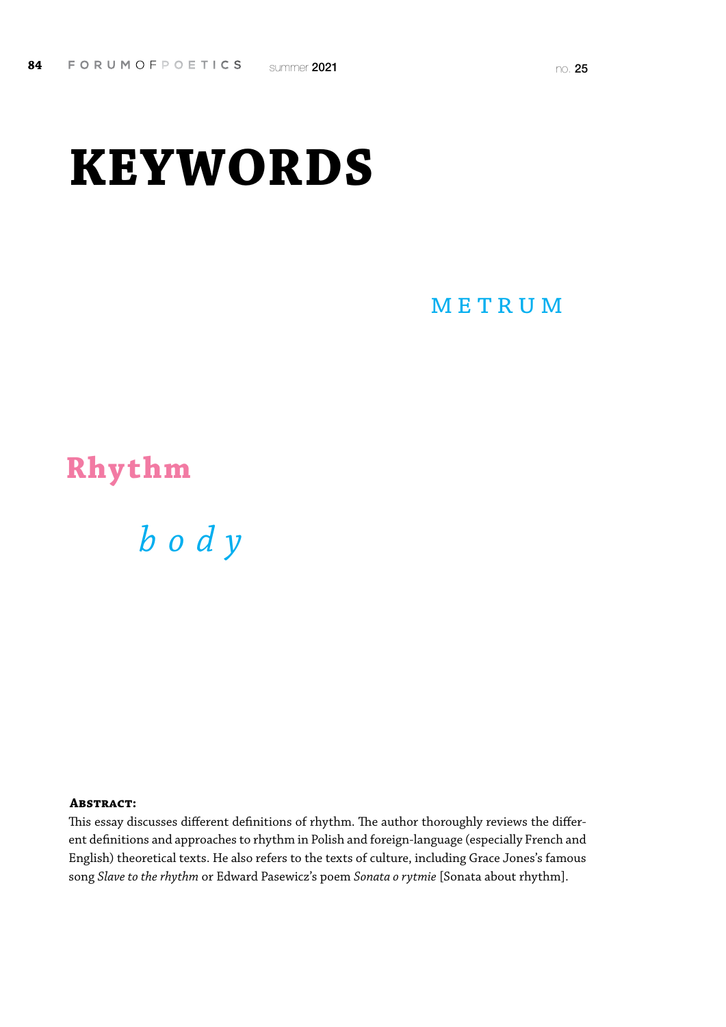# KEYWORDS

METRUM

**Rhythm**

*b o d y*

**Abstract:**

This essay discusses different definitions of rhythm. The author thoroughly reviews the different definitions and approaches to rhythm in Polish and foreign-language (especially French and English) theoretical texts. He also refers to the texts of culture, including Grace Jones's famous song *Slave to the rhythm* or Edward Pasewicz's poem *Sonata o rytmie* [Sonata about rhythm].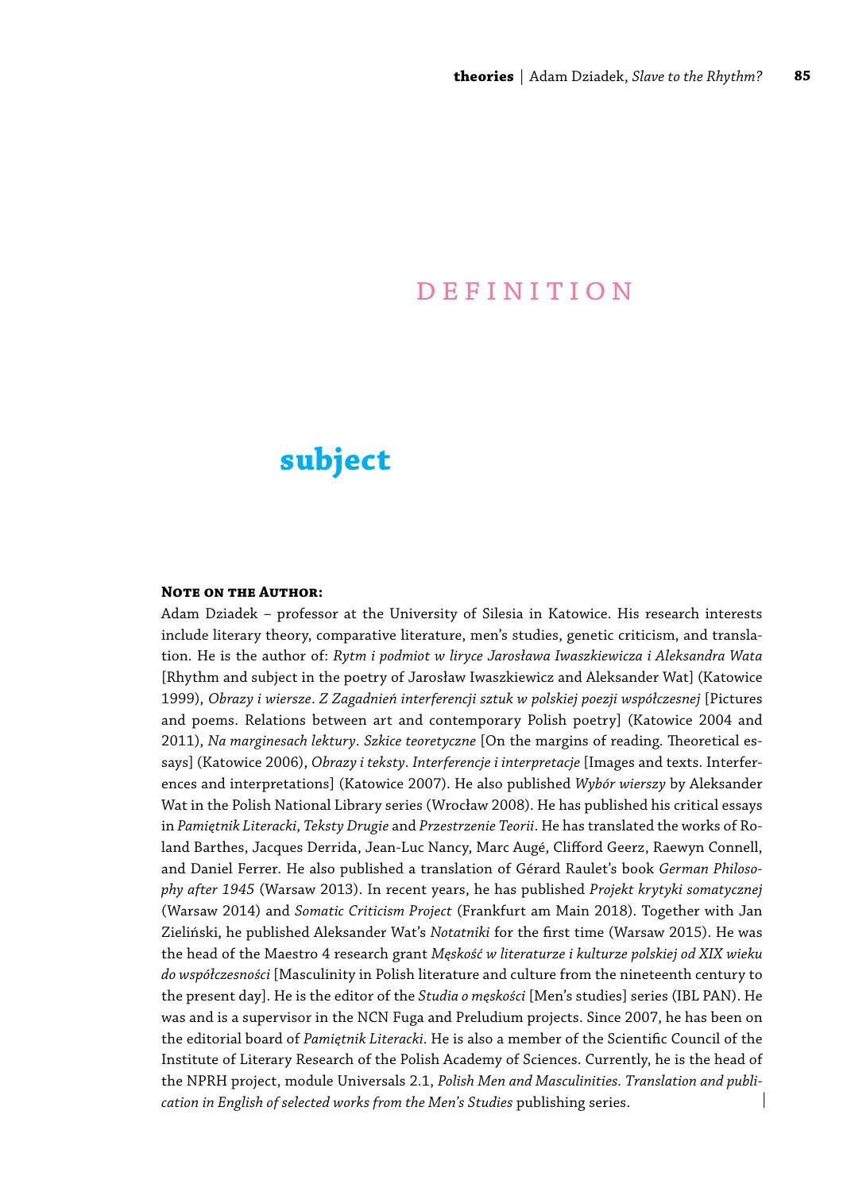DEFINITION

subject

**Note on the Author:**

Adam Dziadek – professor at the University of Silesia in Katowice. His research interests include literary theory, comparative literature, men's studies, genetic criticism, and translation. He is the author of: *Rytm i podmiot w liryce Jarosława Iwaszkiewicza i Aleksandra Wata* [Rhythm and subject in the poetry of Jarosław Iwaszkiewicz and Aleksander Wat] (Katowice 1999), *Obrazy i wiersze*. *Z Zagadnień interferencji sztuk w polskiej poezji współczesnej* [Pictures and poems. Relations between art and contemporary Polish poetry] (Katowice 2004 and 2011), *Na marginesach lektury*. *Szkice teoretyczne* [On the margins of reading. Theoretical essays] (Katowice 2006), *Obrazy i teksty*. *Interferencje i interpretacje* [Images and texts. Interferences and interpretations] (Katowice 2007). He also published *Wybór wierszy* by Aleksander Wat in the Polish National Library series (Wrocław 2008). He has published his critical essays in *Pamiętnik Literacki*, *Teksty Drugie* and *Przestrzenie Teorii*. He has translated the works of Roland Barthes, Jacques Derrida, Jean-Luc Nancy, Marc Augé, Clifford Geerz, Raewyn Connell, and Daniel Ferrer. He also published a translation of Gérard Raulet's book *German Philosophy after 1945* (Warsaw 2013). In recent years, he has published *Projekt krytyki somatycznej* (Warsaw 2014) and *Somatic Criticism Project* (Frankfurt am Main 2018). Together with Jan Zieliński, he published Aleksander Wat's *Notatniki* for the first time (Warsaw 2015). He was the head of the Maestro 4 research grant *Męskość w literaturze i kulturze polskiej od XIX wieku do współczesności* [Masculinity in Polish literature and culture from the nineteenth century to the present day]. He is the editor of the *Studia o męskości* [Men's studies] series (IBL PAN). He was and is a supervisor in the NCN Fuga and Preludium projects. Since 2007, he has been on the editorial board of *Pamiętnik Literacki*. He is also a member of the Scientific Council of the Institute of Literary Research of the Polish Academy of Sciences. Currently, he is the head of the NPRH project, module Universals 2.1, *Polish Men and Masculinities. Translation and publication in English of selected works from the Men's Studies* publishing series.